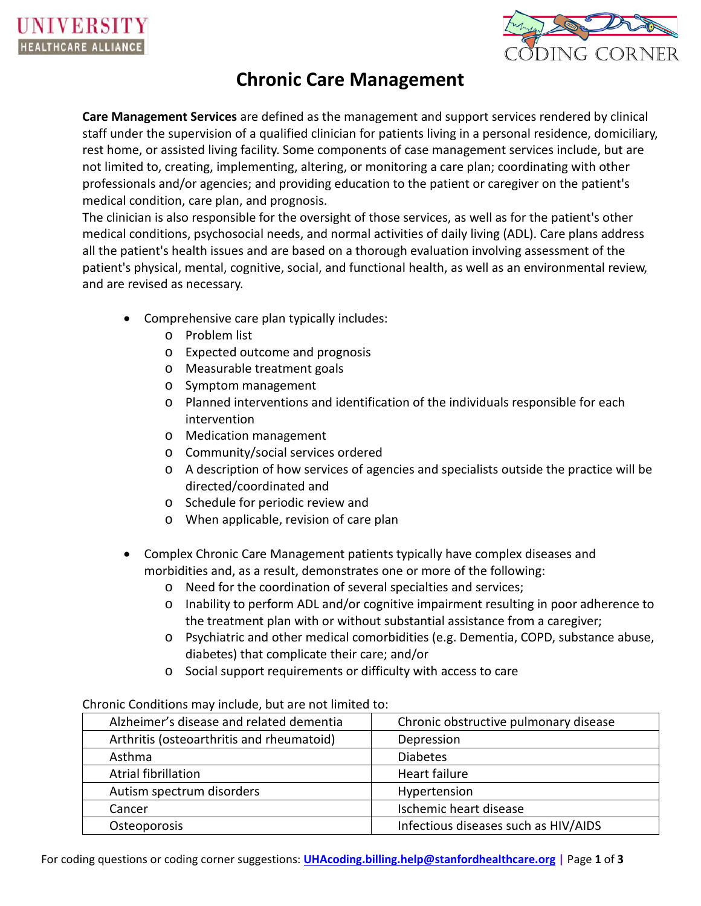# Chronic Care Management

**Care Management Services** are defined as the management and support services rendered by clinical staff under the supervision of a qualified clinician for patients living in a personal residence, domiciliary, rest home, or assisted living facility. Some components of case management services include, but are not limited to, creating, implementing, altering, or monitoring a care plan; coordinating with other professionals and/or agencies; and providing education to the patient or caregiver on the patient's medical condition, care plan, and prognosis.
The clinician is also responsible for the oversight of those services, as well as for the patient's other medical conditions, psychosocial needs, and normal activities of daily living (ADL). Care plans address all the patient's health issues and are based on a thorough evaluation involving assessment of the patient's physical, mental, cognitive, social, and functional health, as well as an environmental review, and are revised as necessary.

- Comprehensive care plan typically includes:
  - Problem list
  - Expected outcome and prognosis
  - Measurable treatment goals
  - Symptom management
  - Planned interventions and identification of the individuals responsible for each intervention
  - Medication management
  - Community/social services ordered
  - A description of how services of agencies and specialists outside the practice will be directed/coordinated and
  - Schedule for periodic review and
  - When applicable, revision of care plan

- Complex Chronic Care Management patients typically have complex diseases and morbidities and, as a result, demonstrates one or more of the following:
  - Need for the coordination of several specialties and services;
  - Inability to perform ADL and/or cognitive impairment resulting in poor adherence to the treatment plan with or without substantial assistance from a caregiver;
  - Psychiatric and other medical comorbidities (e.g. Dementia, COPD, substance abuse, diabetes) that complicate their care; and/or
  - Social support requirements or difficulty with access to care

Chronic Conditions may include, but are not limited to:

| | |
|---|---|
| Alzheimer's disease and related dementia | Chronic obstructive pulmonary disease |
| Arthritis (osteoarthritis and rheumatoid) | Depression |
| Asthma | Diabetes |
| Atrial fibrillation | Heart failure |
| Autism spectrum disorders | Hypertension |
| Cancer | Ischemic heart disease |
| Osteoporosis | Infectious diseases such as HIV/AIDS |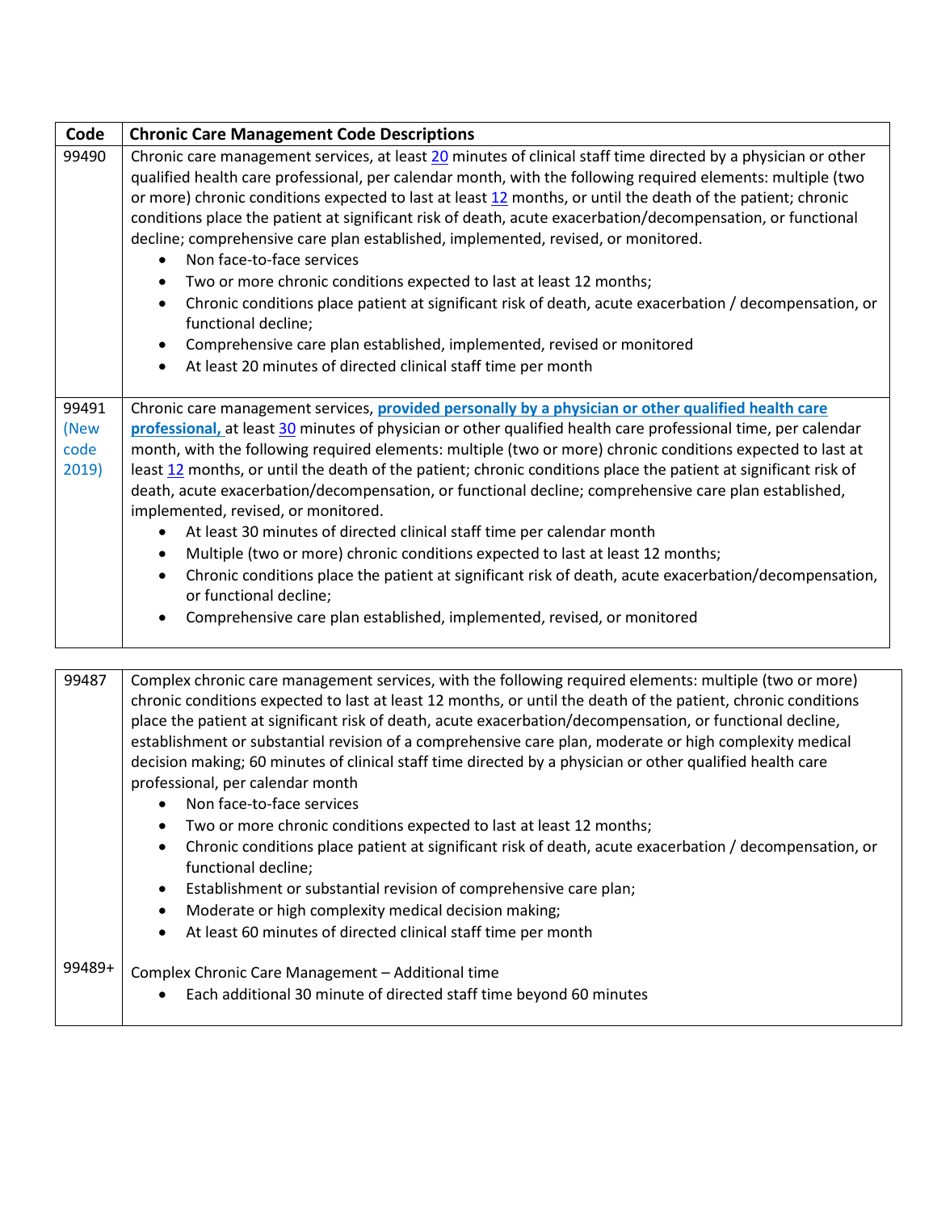| Code | Chronic Care Management Code Descriptions |
|---|---|
| 99490 | Chronic care management services, at least 20 minutes of clinical staff time directed by a physician or other qualified health care professional, per calendar month, with the following required elements: multiple (two or more) chronic conditions expected to last at least 12 months, or until the death of the patient; chronic conditions place the patient at significant risk of death, acute exacerbation/decompensation, or functional decline; comprehensive care plan established, implemented, revised, or monitored.<br>• Non face-to-face services<br>• Two or more chronic conditions expected to last at least 12 months;<br>• Chronic conditions place patient at significant risk of death, acute exacerbation / decompensation, or functional decline;<br>• Comprehensive care plan established, implemented, revised or monitored<br>• At least 20 minutes of directed clinical staff time per month |
| 99491 (New code 2019) | Chronic care management services, **provided personally by a physician or other qualified health care professional,** at least 30 minutes of physician or other qualified health care professional time, per calendar month, with the following required elements: multiple (two or more) chronic conditions expected to last at least 12 months, or until the death of the patient; chronic conditions place the patient at significant risk of death, acute exacerbation/decompensation, or functional decline; comprehensive care plan established, implemented, revised, or monitored.<br>• At least 30 minutes of directed clinical staff time per calendar month<br>• Multiple (two or more) chronic conditions expected to last at least 12 months;<br>• Chronic conditions place the patient at significant risk of death, acute exacerbation/decompensation, or functional decline;<br>• Comprehensive care plan established, implemented, revised, or monitored |

| | |
|---|---|
| 99487 | Complex chronic care management services, with the following required elements: multiple (two or more) chronic conditions expected to last at least 12 months, or until the death of the patient, chronic conditions place the patient at significant risk of death, acute exacerbation/decompensation, or functional decline, establishment or substantial revision of a comprehensive care plan, moderate or high complexity medical decision making; 60 minutes of clinical staff time directed by a physician or other qualified health care professional, per calendar month<br>• Non face-to-face services<br>• Two or more chronic conditions expected to last at least 12 months;<br>• Chronic conditions place patient at significant risk of death, acute exacerbation / decompensation, or functional decline;<br>• Establishment or substantial revision of comprehensive care plan;<br>• Moderate or high complexity medical decision making;<br>• At least 60 minutes of directed clinical staff time per month |
| 99489+ | Complex Chronic Care Management – Additional time<br>• Each additional 30 minute of directed staff time beyond 60 minutes |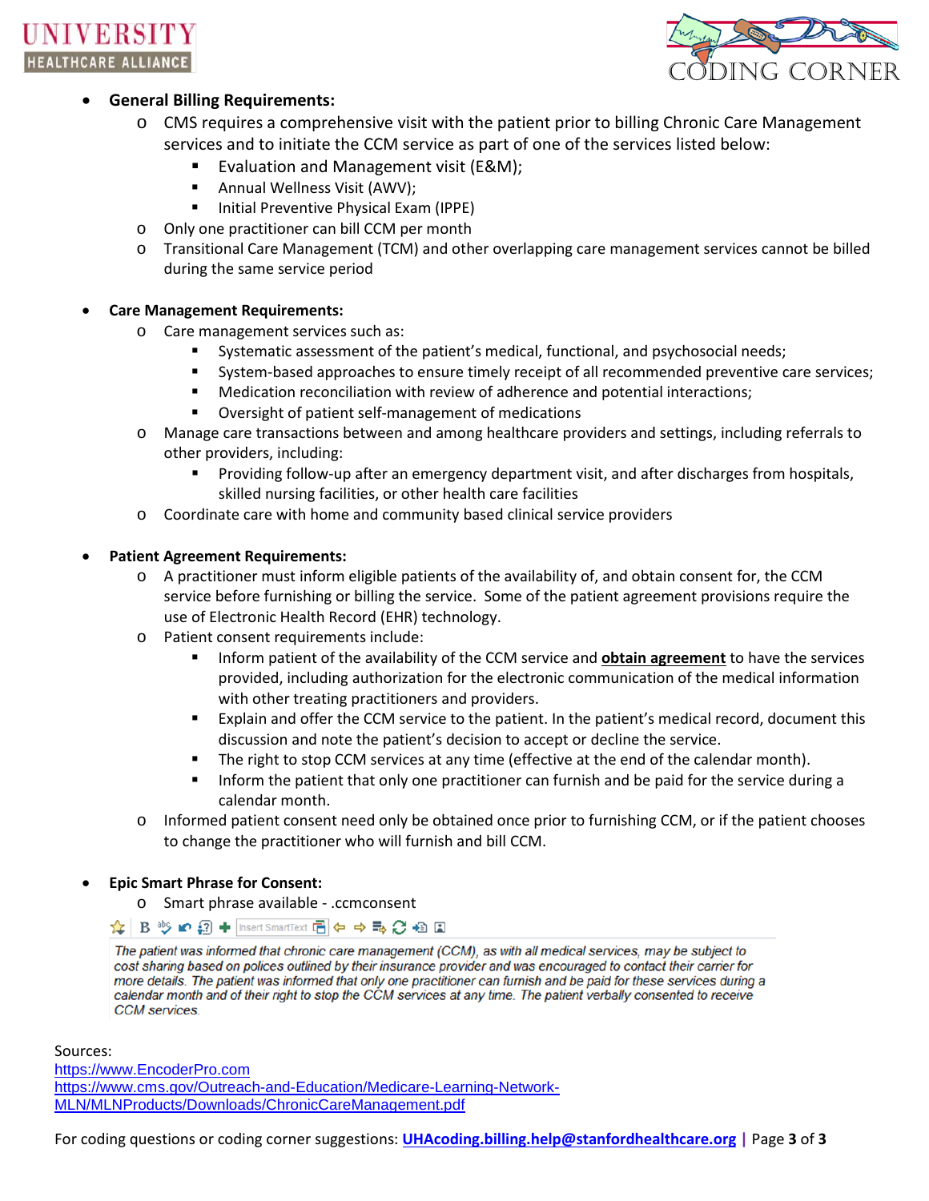- **General Billing Requirements:**
  - CMS requires a comprehensive visit with the patient prior to billing Chronic Care Management services and to initiate the CCM service as part of one of the services listed below:
    - Evaluation and Management visit (E&M);
    - Annual Wellness Visit (AWV);
    - Initial Preventive Physical Exam (IPPE)
  - Only one practitioner can bill CCM per month
  - Transitional Care Management (TCM) and other overlapping care management services cannot be billed during the same service period

- **Care Management Requirements:**
  - Care management services such as:
    - Systematic assessment of the patient's medical, functional, and psychosocial needs;
    - System-based approaches to ensure timely receipt of all recommended preventive care services;
    - Medication reconciliation with review of adherence and potential interactions;
    - Oversight of patient self-management of medications
  - Manage care transactions between and among healthcare providers and settings, including referrals to other providers, including:
    - Providing follow-up after an emergency department visit, and after discharges from hospitals, skilled nursing facilities, or other health care facilities
  - Coordinate care with home and community based clinical service providers

- **Patient Agreement Requirements:**
  - A practitioner must inform eligible patients of the availability of, and obtain consent for, the CCM service before furnishing or billing the service. Some of the patient agreement provisions require the use of Electronic Health Record (EHR) technology.
  - Patient consent requirements include:
    - Inform patient of the availability of the CCM service and **obtain agreement** to have the services provided, including authorization for the electronic communication of the medical information with other treating practitioners and providers.
    - Explain and offer the CCM service to the patient. In the patient's medical record, document this discussion and note the patient's decision to accept or decline the service.
    - The right to stop CCM services at any time (effective at the end of the calendar month).
    - Inform the patient that only one practitioner can furnish and be paid for the service during a calendar month.
  - Informed patient consent need only be obtained once prior to furnishing CCM, or if the patient chooses to change the practitioner who will furnish and bill CCM.

- **Epic Smart Phrase for Consent:**
  - Smart phrase available - .ccmconsent

*The patient was informed that chronic care management (CCM), as with all medical services, may be subject to cost sharing based on polices outlined by their insurance provider and was encouraged to contact their carrier for more details. The patient was informed that only one practitioner can furnish and be paid for these services during a calendar month and of their right to stop the CCM services at any time. The patient verbally consented to receive CCM services.*

Sources:
https://www.EncoderPro.com
https://www.cms.gov/Outreach-and-Education/Medicare-Learning-Network-MLN/MLNProducts/Downloads/ChronicCareManagement.pdf

For coding questions or coding corner suggestions: **UHAcoding.billing.help@stanfordhealthcare.org**